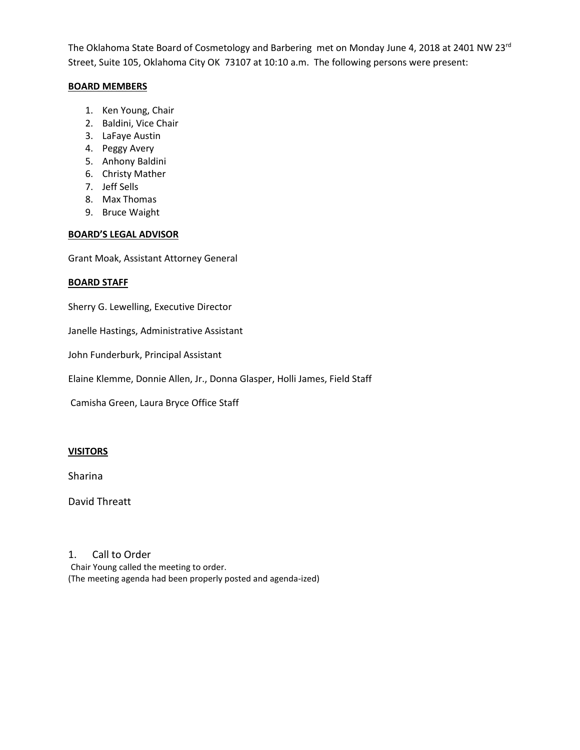The Oklahoma State Board of Cosmetology and Barbering met on Monday June 4, 2018 at 2401 NW 23rd Street, Suite 105, Oklahoma City OK 73107 at 10:10 a.m. The following persons were present:

**BOARD MEMBERS**

1. Ken Young, Chair
2. Baldini, Vice Chair
3. LaFaye Austin
4. Peggy Avery
5. Anhony Baldini
6. Christy Mather
7. Jeff Sells
8. Max Thomas
9. Bruce Waight

**BOARD'S LEGAL ADVISOR**

Grant Moak, Assistant Attorney General

**BOARD STAFF**

Sherry G. Lewelling, Executive Director

Janelle Hastings, Administrative Assistant

John Funderburk, Principal Assistant

Elaine Klemme, Donnie Allen, Jr., Donna Glasper, Holli James, Field Staff

Camisha Green, Laura Bryce Office Staff

**VISITORS**

Sharina

David Threatt

1. Call to Order

Chair Young called the meeting to order.
(The meeting agenda had been properly posted and agenda-ized)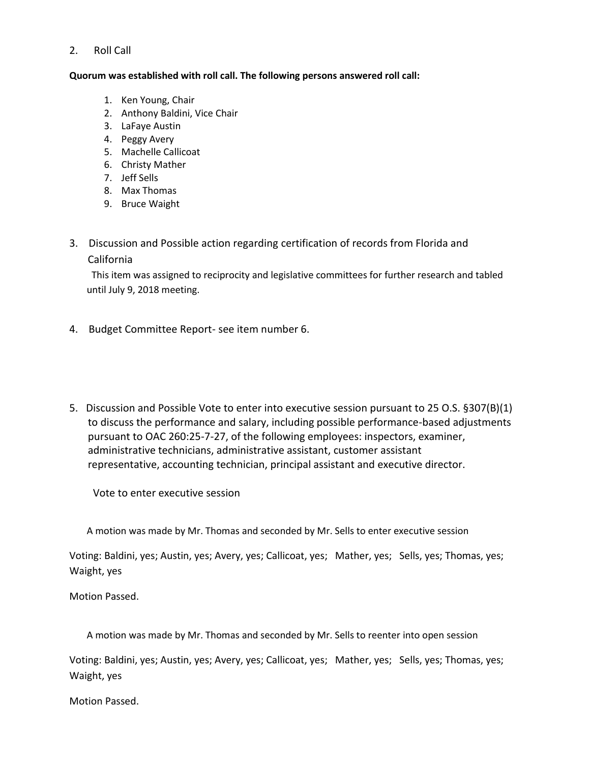2. Roll Call

**Quorum was established with roll call. The following persons answered roll call:**

1. Ken Young, Chair
2. Anthony Baldini, Vice Chair
3. LaFaye Austin
4. Peggy Avery
5. Machelle Callicoat
6. Christy Mather
7. Jeff Sells
8. Max Thomas
9. Bruce Waight

3. Discussion and Possible action regarding certification of records from Florida and California

   This item was assigned to reciprocity and legislative committees for further research and tabled until July 9, 2018 meeting.

4. Budget Committee Report- see item number 6.

5. Discussion and Possible Vote to enter into executive session pursuant to 25 O.S. §307(B)(1) to discuss the performance and salary, including possible performance-based adjustments pursuant to OAC 260:25-7-27, of the following employees: inspectors, examiner, administrative technicians, administrative assistant, customer assistant representative, accounting technician, principal assistant and executive director.

   Vote to enter executive session

   A motion was made by Mr. Thomas and seconded by Mr. Sells to enter executive session

Voting: Baldini, yes; Austin, yes; Avery, yes; Callicoat, yes; Mather, yes; Sells, yes; Thomas, yes; Waight, yes

Motion Passed.

   A motion was made by Mr. Thomas and seconded by Mr. Sells to reenter into open session

Voting: Baldini, yes; Austin, yes; Avery, yes; Callicoat, yes; Mather, yes; Sells, yes; Thomas, yes; Waight, yes

Motion Passed.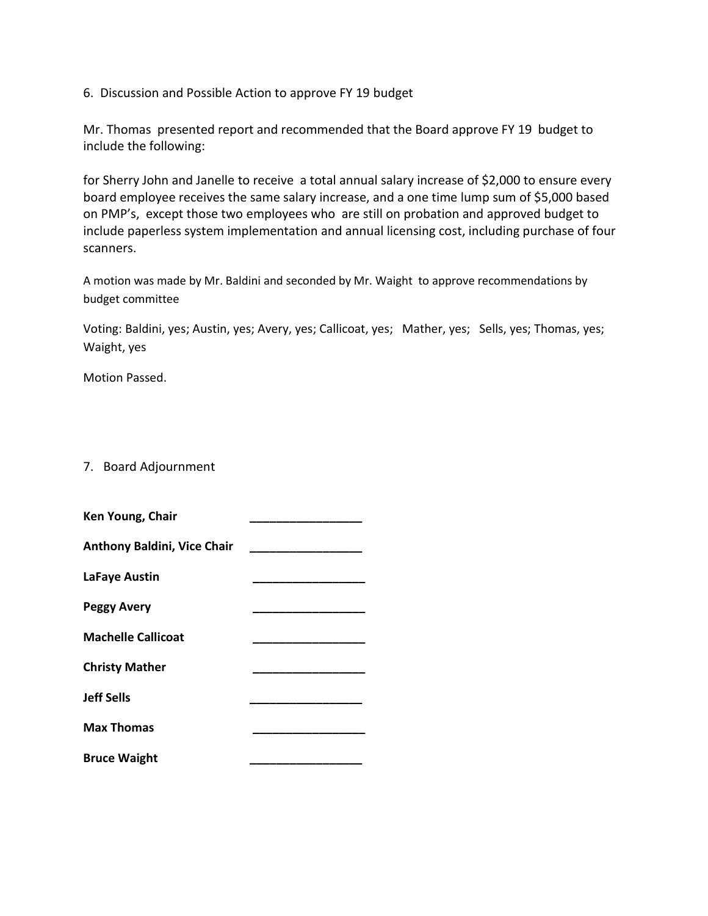6. Discussion and Possible Action to approve FY 19 budget

Mr. Thomas presented report and recommended that the Board approve FY 19 budget to include the following:

for Sherry John and Janelle to receive a total annual salary increase of $2,000 to ensure every board employee receives the same salary increase, and a one time lump sum of $5,000 based on PMP's, except those two employees who are still on probation and approved budget to include paperless system implementation and annual licensing cost, including purchase of four scanners.

A motion was made by Mr. Baldini and seconded by Mr. Waight to approve recommendations by budget committee

Voting: Baldini, yes; Austin, yes; Avery, yes; Callicoat, yes; Mather, yes; Sells, yes; Thomas, yes; Waight, yes

Motion Passed.

7. Board Adjournment

**Ken Young, Chair** _________________

**Anthony Baldini, Vice Chair** _________________

**LaFaye Austin** _________________

**Peggy Avery** _________________

**Machelle Callicoat** _________________

**Christy Mather** _________________

**Jeff Sells** _________________

**Max Thomas** _________________

**Bruce Waight** _________________